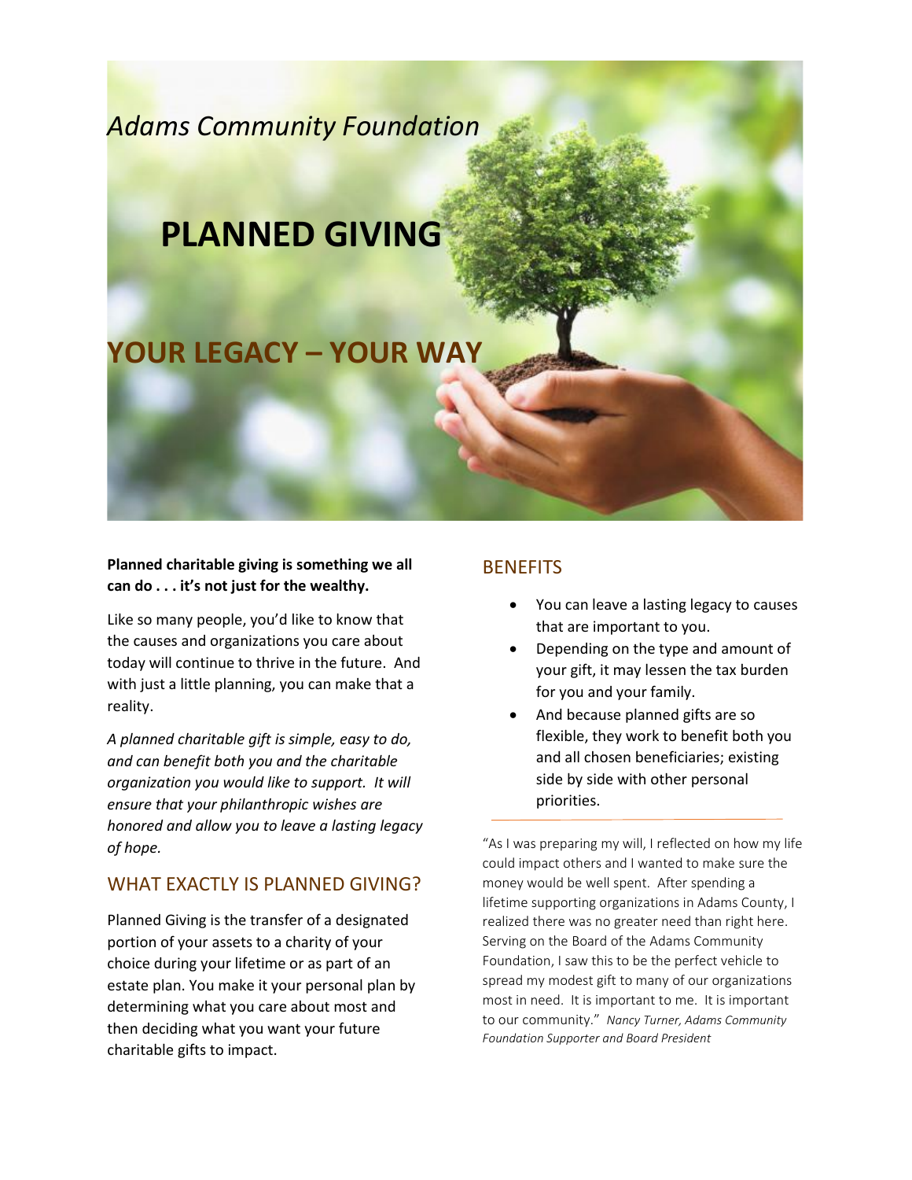*Adams Community Foundation*

# PLANNED GIVING

## YOUR LEGACY – YOUR WAY

**Planned charitable giving is something we all can do . . . it's not just for the wealthy.**

Like so many people, you'd like to know that the causes and organizations you care about today will continue to thrive in the future. And with just a little planning, you can make that a reality.

*A planned charitable gift is simple, easy to do, and can benefit both you and the charitable organization you would like to support. It will ensure that your philanthropic wishes are honored and allow you to leave a lasting legacy of hope.*

## WHAT EXACTLY IS PLANNED GIVING?

Planned Giving is the transfer of a designated portion of your assets to a charity of your choice during your lifetime or as part of an estate plan. You make it your personal plan by determining what you care about most and then deciding what you want your future charitable gifts to impact.

## BENEFITS

- You can leave a lasting legacy to causes that are important to you.
- Depending on the type and amount of your gift, it may lessen the tax burden for you and your family.
- And because planned gifts are so flexible, they work to benefit both you and all chosen beneficiaries; existing side by side with other personal priorities.

---

"As I was preparing my will, I reflected on how my life could impact others and I wanted to make sure the money would be well spent. After spending a lifetime supporting organizations in Adams County, I realized there was no greater need than right here. Serving on the Board of the Adams Community Foundation, I saw this to be the perfect vehicle to spread my modest gift to many of our organizations most in need. It is important to me. It is important to our community." *Nancy Turner, Adams Community Foundation Supporter and Board President*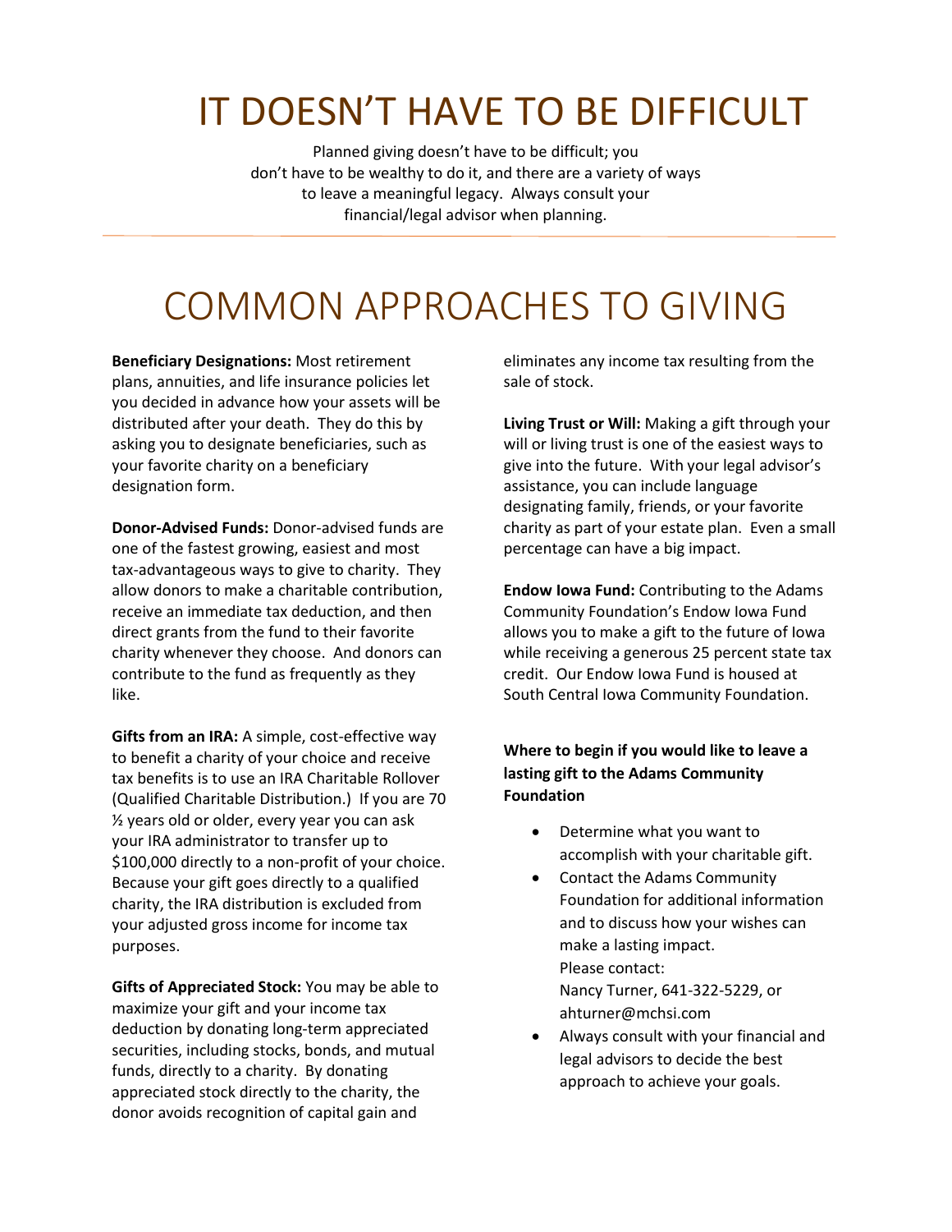# IT DOESN'T HAVE TO BE DIFFICULT

Planned giving doesn't have to be difficult; you don't have to be wealthy to do it, and there are a variety of ways to leave a meaningful legacy. Always consult your financial/legal advisor when planning.

---

# COMMON APPROACHES TO GIVING

**Beneficiary Designations:** Most retirement plans, annuities, and life insurance policies let you decided in advance how your assets will be distributed after your death. They do this by asking you to designate beneficiaries, such as your favorite charity on a beneficiary designation form.

**Donor-Advised Funds:** Donor-advised funds are one of the fastest growing, easiest and most tax-advantageous ways to give to charity. They allow donors to make a charitable contribution, receive an immediate tax deduction, and then direct grants from the fund to their favorite charity whenever they choose. And donors can contribute to the fund as frequently as they like.

**Gifts from an IRA:** A simple, cost-effective way to benefit a charity of your choice and receive tax benefits is to use an IRA Charitable Rollover (Qualified Charitable Distribution.) If you are 70 ½ years old or older, every year you can ask your IRA administrator to transfer up to $100,000 directly to a non-profit of your choice. Because your gift goes directly to a qualified charity, the IRA distribution is excluded from your adjusted gross income for income tax purposes.

**Gifts of Appreciated Stock:** You may be able to maximize your gift and your income tax deduction by donating long-term appreciated securities, including stocks, bonds, and mutual funds, directly to a charity. By donating appreciated stock directly to the charity, the donor avoids recognition of capital gain and eliminates any income tax resulting from the sale of stock.

**Living Trust or Will:** Making a gift through your will or living trust is one of the easiest ways to give into the future. With your legal advisor's assistance, you can include language designating family, friends, or your favorite charity as part of your estate plan. Even a small percentage can have a big impact.

**Endow Iowa Fund:** Contributing to the Adams Community Foundation's Endow Iowa Fund allows you to make a gift to the future of Iowa while receiving a generous 25 percent state tax credit. Our Endow Iowa Fund is housed at South Central Iowa Community Foundation.

**Where to begin if you would like to leave a lasting gift to the Adams Community Foundation**

- Determine what you want to accomplish with your charitable gift.
- Contact the Adams Community Foundation for additional information and to discuss how your wishes can make a lasting impact.
  Please contact:
  Nancy Turner, 641-322-5229, or ahturner@mchsi.com
- Always consult with your financial and legal advisors to decide the best approach to achieve your goals.